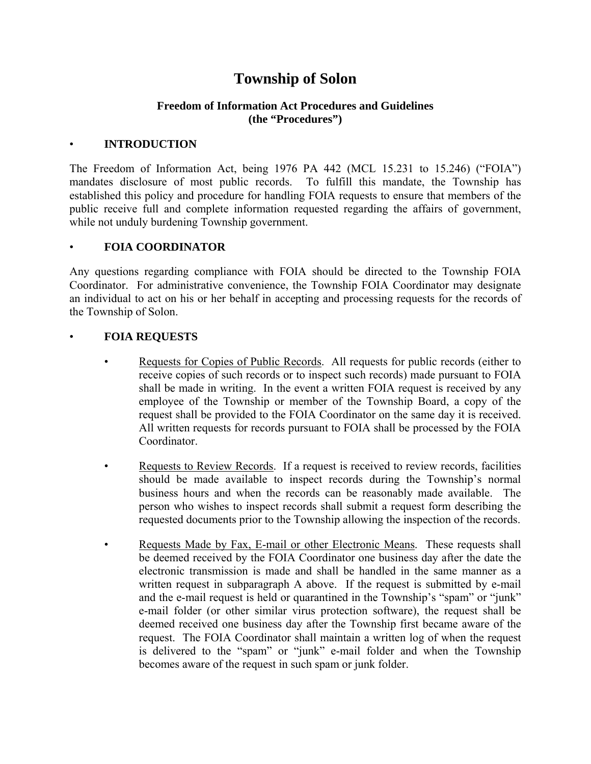# Township of Solon

### Freedom of Information Act Procedures and Guidelines
### (the "Procedures")

- **INTRODUCTION**

The Freedom of Information Act, being 1976 PA 442 (MCL 15.231 to 15.246) ("FOIA") mandates disclosure of most public records. To fulfill this mandate, the Township has established this policy and procedure for handling FOIA requests to ensure that members of the public receive full and complete information requested regarding the affairs of government, while not unduly burdening Township government.

- **FOIA COORDINATOR**

Any questions regarding compliance with FOIA should be directed to the Township FOIA Coordinator. For administrative convenience, the Township FOIA Coordinator may designate an individual to act on his or her behalf in accepting and processing requests for the records of the Township of Solon.

- **FOIA REQUESTS**

  - Requests for Copies of Public Records. All requests for public records (either to receive copies of such records or to inspect such records) made pursuant to FOIA shall be made in writing. In the event a written FOIA request is received by any employee of the Township or member of the Township Board, a copy of the request shall be provided to the FOIA Coordinator on the same day it is received. All written requests for records pursuant to FOIA shall be processed by the FOIA Coordinator.

  - Requests to Review Records. If a request is received to review records, facilities should be made available to inspect records during the Township's normal business hours and when the records can be reasonably made available. The person who wishes to inspect records shall submit a request form describing the requested documents prior to the Township allowing the inspection of the records.

  - Requests Made by Fax, E-mail or other Electronic Means. These requests shall be deemed received by the FOIA Coordinator one business day after the date the electronic transmission is made and shall be handled in the same manner as a written request in subparagraph A above. If the request is submitted by e-mail and the e-mail request is held or quarantined in the Township's "spam" or "junk" e-mail folder (or other similar virus protection software), the request shall be deemed received one business day after the Township first became aware of the request. The FOIA Coordinator shall maintain a written log of when the request is delivered to the "spam" or "junk" e-mail folder and when the Township becomes aware of the request in such spam or junk folder.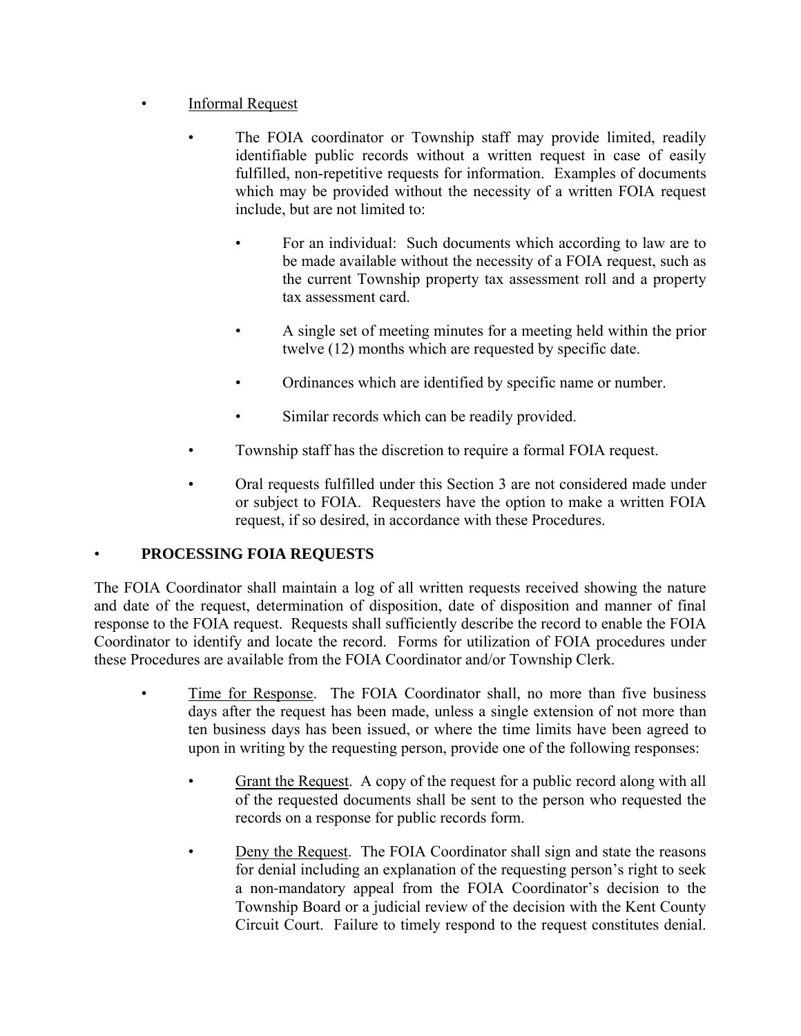- <u>Informal Request</u>

  - The FOIA coordinator or Township staff may provide limited, readily identifiable public records without a written request in case of easily fulfilled, non-repetitive requests for information. Examples of documents which may be provided without the necessity of a written FOIA request include, but are not limited to:

    - For an individual: Such documents which according to law are to be made available without the necessity of a FOIA request, such as the current Township property tax assessment roll and a property tax assessment card.

    - A single set of meeting minutes for a meeting held within the prior twelve (12) months which are requested by specific date.

    - Ordinances which are identified by specific name or number.

    - Similar records which can be readily provided.

  - Township staff has the discretion to require a formal FOIA request.

  - Oral requests fulfilled under this Section 3 are not considered made under or subject to FOIA. Requesters have the option to make a written FOIA request, if so desired, in accordance with these Procedures.

- **PROCESSING FOIA REQUESTS**

The FOIA Coordinator shall maintain a log of all written requests received showing the nature and date of the request, determination of disposition, date of disposition and manner of final response to the FOIA request. Requests shall sufficiently describe the record to enable the FOIA Coordinator to identify and locate the record. Forms for utilization of FOIA procedures under these Procedures are available from the FOIA Coordinator and/or Township Clerk.

- <u>Time for Response</u>. The FOIA Coordinator shall, no more than five business days after the request has been made, unless a single extension of not more than ten business days has been issued, or where the time limits have been agreed to upon in writing by the requesting person, provide one of the following responses:

  - <u>Grant the Request</u>. A copy of the request for a public record along with all of the requested documents shall be sent to the person who requested the records on a response for public records form.

  - <u>Deny the Request</u>. The FOIA Coordinator shall sign and state the reasons for denial including an explanation of the requesting person's right to seek a non-mandatory appeal from the FOIA Coordinator's decision to the Township Board or a judicial review of the decision with the Kent County Circuit Court. Failure to timely respond to the request constitutes denial.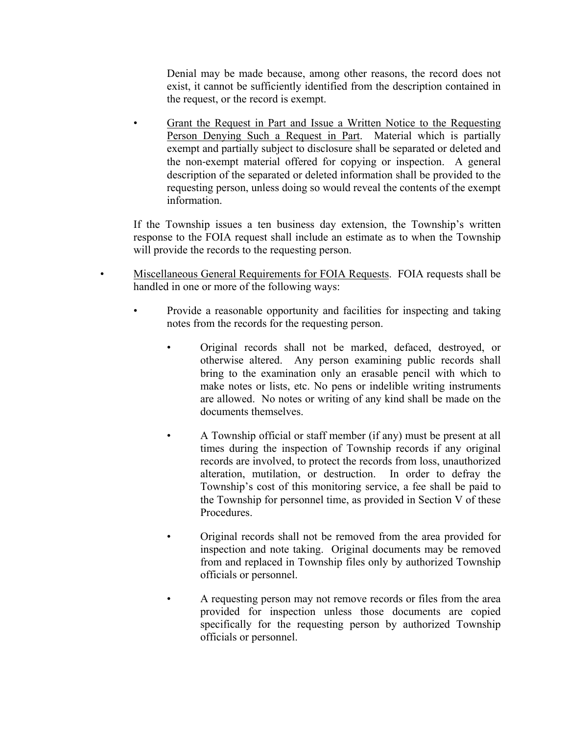Denial may be made because, among other reasons, the record does not exist, it cannot be sufficiently identified from the description contained in the request, or the record is exempt.

- Grant the Request in Part and Issue a Written Notice to the Requesting Person Denying Such a Request in Part. Material which is partially exempt and partially subject to disclosure shall be separated or deleted and the non-exempt material offered for copying or inspection. A general description of the separated or deleted information shall be provided to the requesting person, unless doing so would reveal the contents of the exempt information.

If the Township issues a ten business day extension, the Township's written response to the FOIA request shall include an estimate as to when the Township will provide the records to the requesting person.

- Miscellaneous General Requirements for FOIA Requests. FOIA requests shall be handled in one or more of the following ways:

  - Provide a reasonable opportunity and facilities for inspecting and taking notes from the records for the requesting person.

    - Original records shall not be marked, defaced, destroyed, or otherwise altered. Any person examining public records shall bring to the examination only an erasable pencil with which to make notes or lists, etc. No pens or indelible writing instruments are allowed. No notes or writing of any kind shall be made on the documents themselves.

    - A Township official or staff member (if any) must be present at all times during the inspection of Township records if any original records are involved, to protect the records from loss, unauthorized alteration, mutilation, or destruction. In order to defray the Township's cost of this monitoring service, a fee shall be paid to the Township for personnel time, as provided in Section V of these Procedures.

    - Original records shall not be removed from the area provided for inspection and note taking. Original documents may be removed from and replaced in Township files only by authorized Township officials or personnel.

    - A requesting person may not remove records or files from the area provided for inspection unless those documents are copied specifically for the requesting person by authorized Township officials or personnel.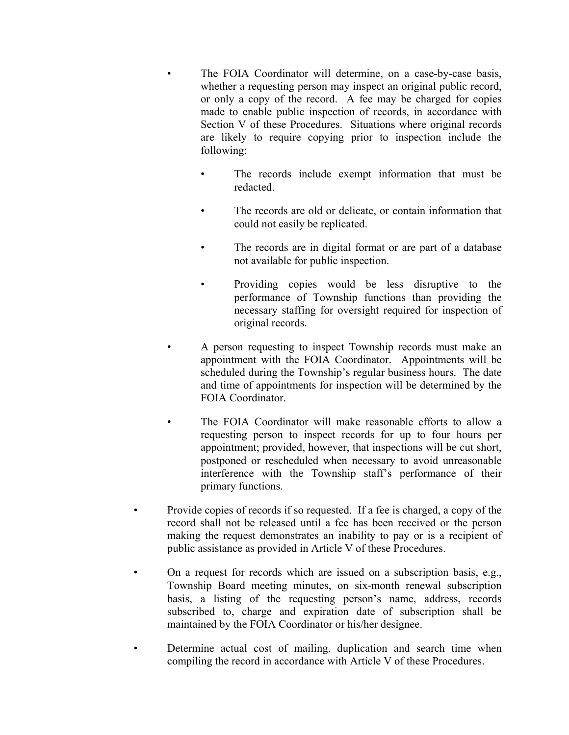- The FOIA Coordinator will determine, on a case-by-case basis, whether a requesting person may inspect an original public record, or only a copy of the record. A fee may be charged for copies made to enable public inspection of records, in accordance with Section V of these Procedures. Situations where original records are likely to require copying prior to inspection include the following:

        - The records include exempt information that must be redacted.

        - The records are old or delicate, or contain information that could not easily be replicated.

        - The records are in digital format or are part of a database not available for public inspection.

        - Providing copies would be less disruptive to the performance of Township functions than providing the necessary staffing for oversight required for inspection of original records.

    - A person requesting to inspect Township records must make an appointment with the FOIA Coordinator. Appointments will be scheduled during the Township's regular business hours. The date and time of appointments for inspection will be determined by the FOIA Coordinator.

    - The FOIA Coordinator will make reasonable efforts to allow a requesting person to inspect records for up to four hours per appointment; provided, however, that inspections will be cut short, postponed or rescheduled when necessary to avoid unreasonable interference with the Township staff's performance of their primary functions.

- Provide copies of records if so requested. If a fee is charged, a copy of the record shall not be released until a fee has been received or the person making the request demonstrates an inability to pay or is a recipient of public assistance as provided in Article V of these Procedures.

- On a request for records which are issued on a subscription basis, e.g., Township Board meeting minutes, on six-month renewal subscription basis, a listing of the requesting person's name, address, records subscribed to, charge and expiration date of subscription shall be maintained by the FOIA Coordinator or his/her designee.

- Determine actual cost of mailing, duplication and search time when compiling the record in accordance with Article V of these Procedures.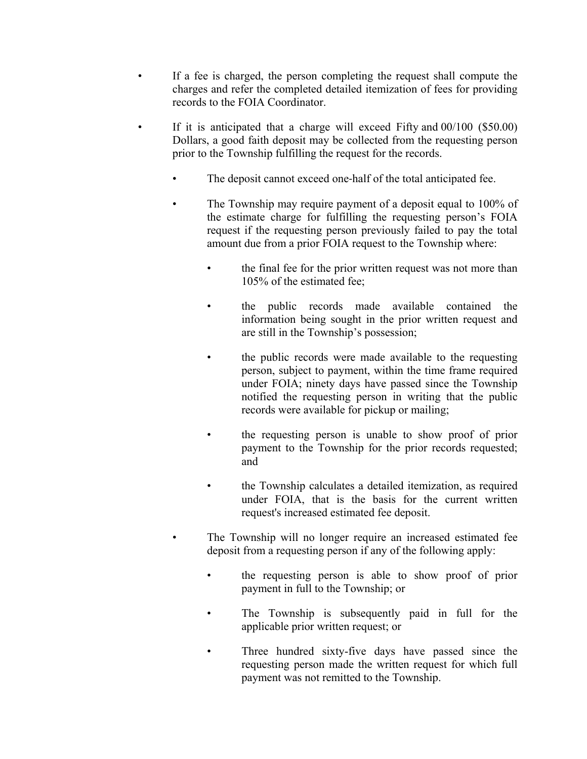- If a fee is charged, the person completing the request shall compute the charges and refer the completed detailed itemization of fees for providing records to the FOIA Coordinator.

- If it is anticipated that a charge will exceed Fifty and 00/100 ($50.00) Dollars, a good faith deposit may be collected from the requesting person prior to the Township fulfilling the request for the records.

    - The deposit cannot exceed one-half of the total anticipated fee.

    - The Township may require payment of a deposit equal to 100% of the estimate charge for fulfilling the requesting person's FOIA request if the requesting person previously failed to pay the total amount due from a prior FOIA request to the Township where:

        - the final fee for the prior written request was not more than 105% of the estimated fee;

        - the public records made available contained the information being sought in the prior written request and are still in the Township's possession;

        - the public records were made available to the requesting person, subject to payment, within the time frame required under FOIA; ninety days have passed since the Township notified the requesting person in writing that the public records were available for pickup or mailing;

        - the requesting person is unable to show proof of prior payment to the Township for the prior records requested; and

        - the Township calculates a detailed itemization, as required under FOIA, that is the basis for the current written request's increased estimated fee deposit.

    - The Township will no longer require an increased estimated fee deposit from a requesting person if any of the following apply:

        - the requesting person is able to show proof of prior payment in full to the Township; or

        - The Township is subsequently paid in full for the applicable prior written request; or

        - Three hundred sixty-five days have passed since the requesting person made the written request for which full payment was not remitted to the Township.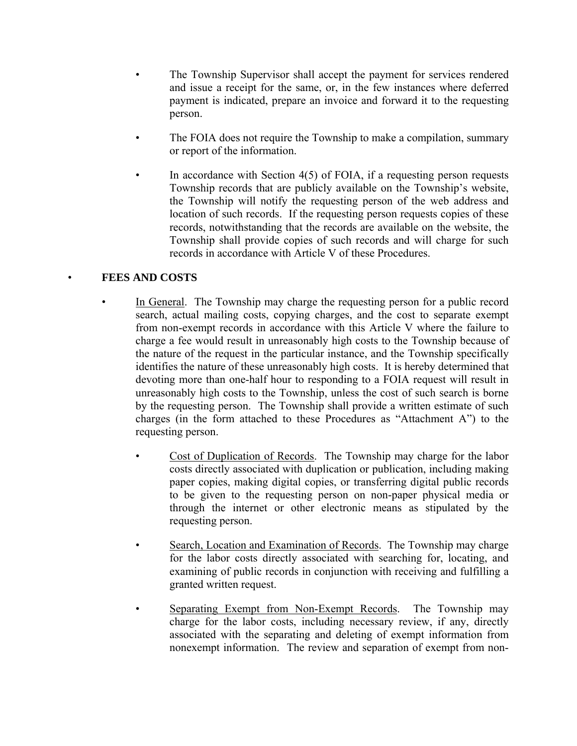- The Township Supervisor shall accept the payment for services rendered and issue a receipt for the same, or, in the few instances where deferred payment is indicated, prepare an invoice and forward it to the requesting person.

- The FOIA does not require the Township to make a compilation, summary or report of the information.

- In accordance with Section 4(5) of FOIA, if a requesting person requests Township records that are publicly available on the Township's website, the Township will notify the requesting person of the web address and location of such records. If the requesting person requests copies of these records, notwithstanding that the records are available on the website, the Township shall provide copies of such records and will charge for such records in accordance with Article V of these Procedures.

- **FEES AND COSTS**

  - In General. The Township may charge the requesting person for a public record search, actual mailing costs, copying charges, and the cost to separate exempt from non-exempt records in accordance with this Article V where the failure to charge a fee would result in unreasonably high costs to the Township because of the nature of the request in the particular instance, and the Township specifically identifies the nature of these unreasonably high costs. It is hereby determined that devoting more than one-half hour to responding to a FOIA request will result in unreasonably high costs to the Township, unless the cost of such search is borne by the requesting person. The Township shall provide a written estimate of such charges (in the form attached to these Procedures as "Attachment A") to the requesting person.

    - Cost of Duplication of Records. The Township may charge for the labor costs directly associated with duplication or publication, including making paper copies, making digital copies, or transferring digital public records to be given to the requesting person on non-paper physical media or through the internet or other electronic means as stipulated by the requesting person.

    - Search, Location and Examination of Records. The Township may charge for the labor costs directly associated with searching for, locating, and examining of public records in conjunction with receiving and fulfilling a granted written request.

    - Separating Exempt from Non-Exempt Records. The Township may charge for the labor costs, including necessary review, if any, directly associated with the separating and deleting of exempt information from nonexempt information. The review and separation of exempt from non-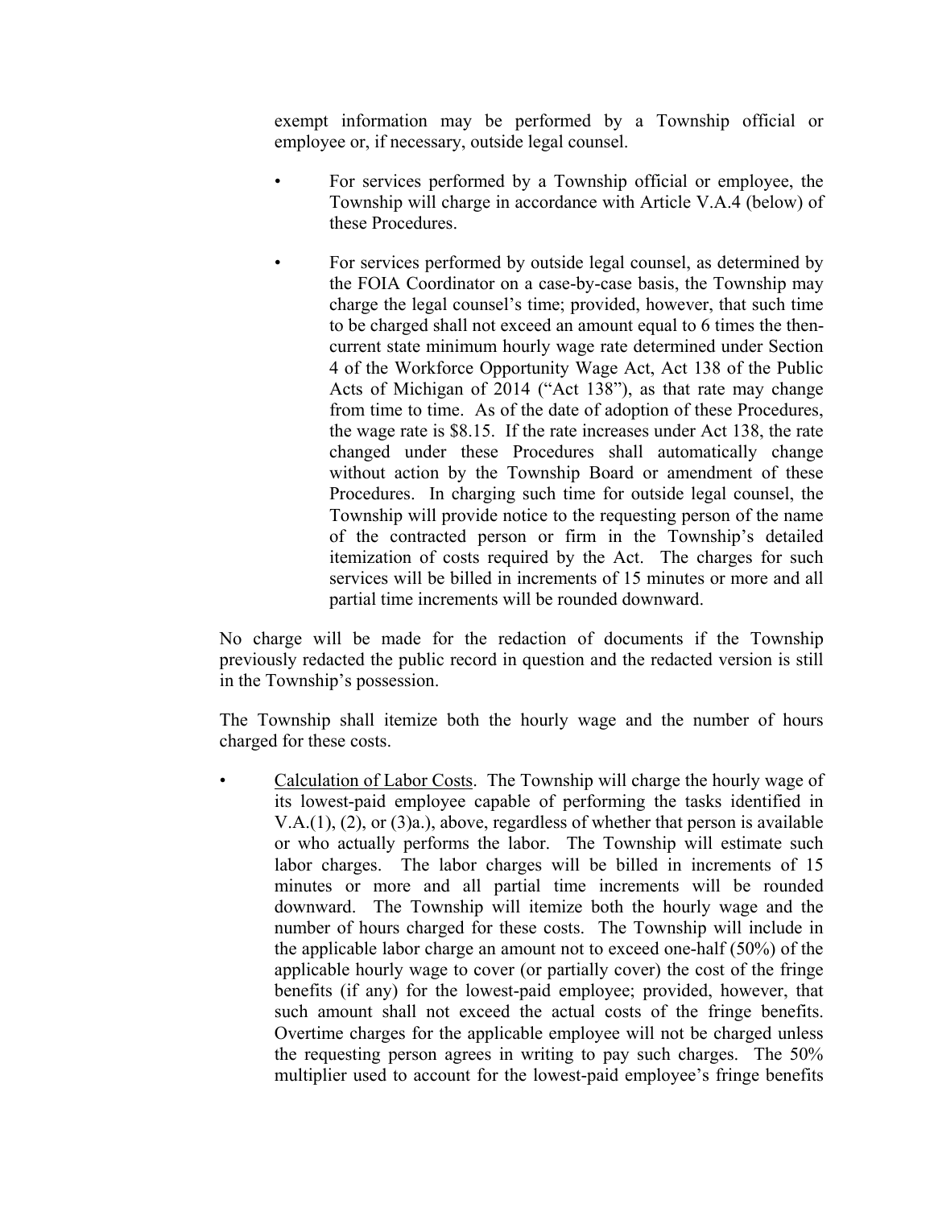exempt information may be performed by a Township official or employee or, if necessary, outside legal counsel.

- For services performed by a Township official or employee, the Township will charge in accordance with Article V.A.4 (below) of these Procedures.

- For services performed by outside legal counsel, as determined by the FOIA Coordinator on a case-by-case basis, the Township may charge the legal counsel's time; provided, however, that such time to be charged shall not exceed an amount equal to 6 times the then-current state minimum hourly wage rate determined under Section 4 of the Workforce Opportunity Wage Act, Act 138 of the Public Acts of Michigan of 2014 ("Act 138"), as that rate may change from time to time. As of the date of adoption of these Procedures, the wage rate is $8.15. If the rate increases under Act 138, the rate changed under these Procedures shall automatically change without action by the Township Board or amendment of these Procedures. In charging such time for outside legal counsel, the Township will provide notice to the requesting person of the name of the contracted person or firm in the Township's detailed itemization of costs required by the Act. The charges for such services will be billed in increments of 15 minutes or more and all partial time increments will be rounded downward.

No charge will be made for the redaction of documents if the Township previously redacted the public record in question and the redacted version is still in the Township's possession.

The Township shall itemize both the hourly wage and the number of hours charged for these costs.

- <u>Calculation of Labor Costs</u>. The Township will charge the hourly wage of its lowest-paid employee capable of performing the tasks identified in V.A.(1), (2), or (3)a.), above, regardless of whether that person is available or who actually performs the labor. The Township will estimate such labor charges. The labor charges will be billed in increments of 15 minutes or more and all partial time increments will be rounded downward. The Township will itemize both the hourly wage and the number of hours charged for these costs. The Township will include in the applicable labor charge an amount not to exceed one-half (50%) of the applicable hourly wage to cover (or partially cover) the cost of the fringe benefits (if any) for the lowest-paid employee; provided, however, that such amount shall not exceed the actual costs of the fringe benefits. Overtime charges for the applicable employee will not be charged unless the requesting person agrees in writing to pay such charges. The 50% multiplier used to account for the lowest-paid employee's fringe benefits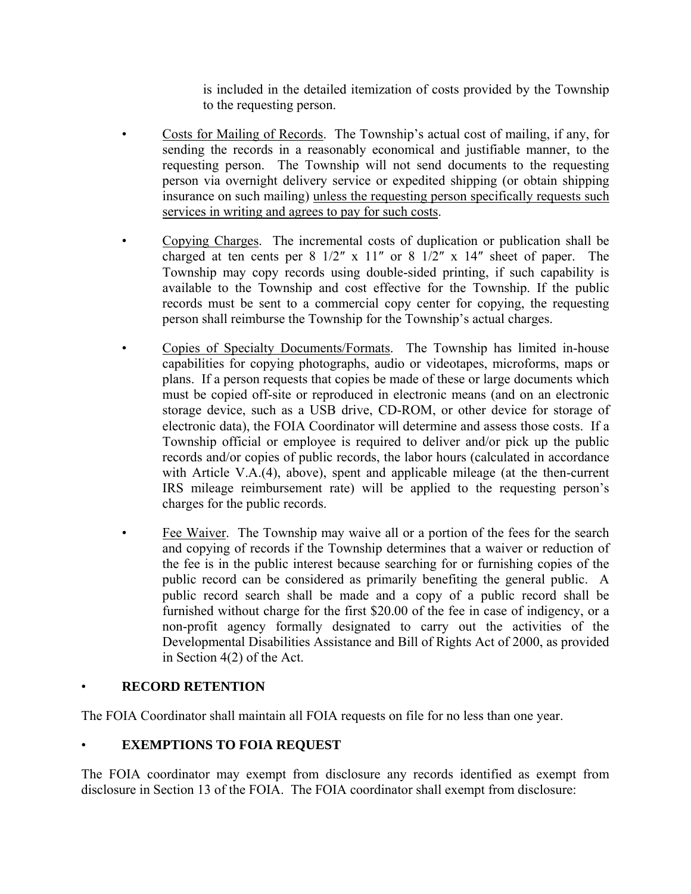is included in the detailed itemization of costs provided by the Township to the requesting person.

- Costs for Mailing of Records. The Township's actual cost of mailing, if any, for sending the records in a reasonably economical and justifiable manner, to the requesting person. The Township will not send documents to the requesting person via overnight delivery service or expedited shipping (or obtain shipping insurance on such mailing) unless the requesting person specifically requests such services in writing and agrees to pay for such costs.

- Copying Charges. The incremental costs of duplication or publication shall be charged at ten cents per 8 1/2″ x 11″ or 8 1/2″ x 14″ sheet of paper. The Township may copy records using double-sided printing, if such capability is available to the Township and cost effective for the Township. If the public records must be sent to a commercial copy center for copying, the requesting person shall reimburse the Township for the Township's actual charges.

- Copies of Specialty Documents/Formats. The Township has limited in-house capabilities for copying photographs, audio or videotapes, microforms, maps or plans. If a person requests that copies be made of these or large documents which must be copied off-site or reproduced in electronic means (and on an electronic storage device, such as a USB drive, CD-ROM, or other device for storage of electronic data), the FOIA Coordinator will determine and assess those costs. If a Township official or employee is required to deliver and/or pick up the public records and/or copies of public records, the labor hours (calculated in accordance with Article V.A.(4), above), spent and applicable mileage (at the then-current IRS mileage reimbursement rate) will be applied to the requesting person's charges for the public records.

- Fee Waiver. The Township may waive all or a portion of the fees for the search and copying of records if the Township determines that a waiver or reduction of the fee is in the public interest because searching for or furnishing copies of the public record can be considered as primarily benefiting the general public. A public record search shall be made and a copy of a public record shall be furnished without charge for the first $20.00 of the fee in case of indigency, or a non-profit agency formally designated to carry out the activities of the Developmental Disabilities Assistance and Bill of Rights Act of 2000, as provided in Section 4(2) of the Act.

- **RECORD RETENTION**

The FOIA Coordinator shall maintain all FOIA requests on file for no less than one year.

- **EXEMPTIONS TO FOIA REQUEST**

The FOIA coordinator may exempt from disclosure any records identified as exempt from disclosure in Section 13 of the FOIA. The FOIA coordinator shall exempt from disclosure: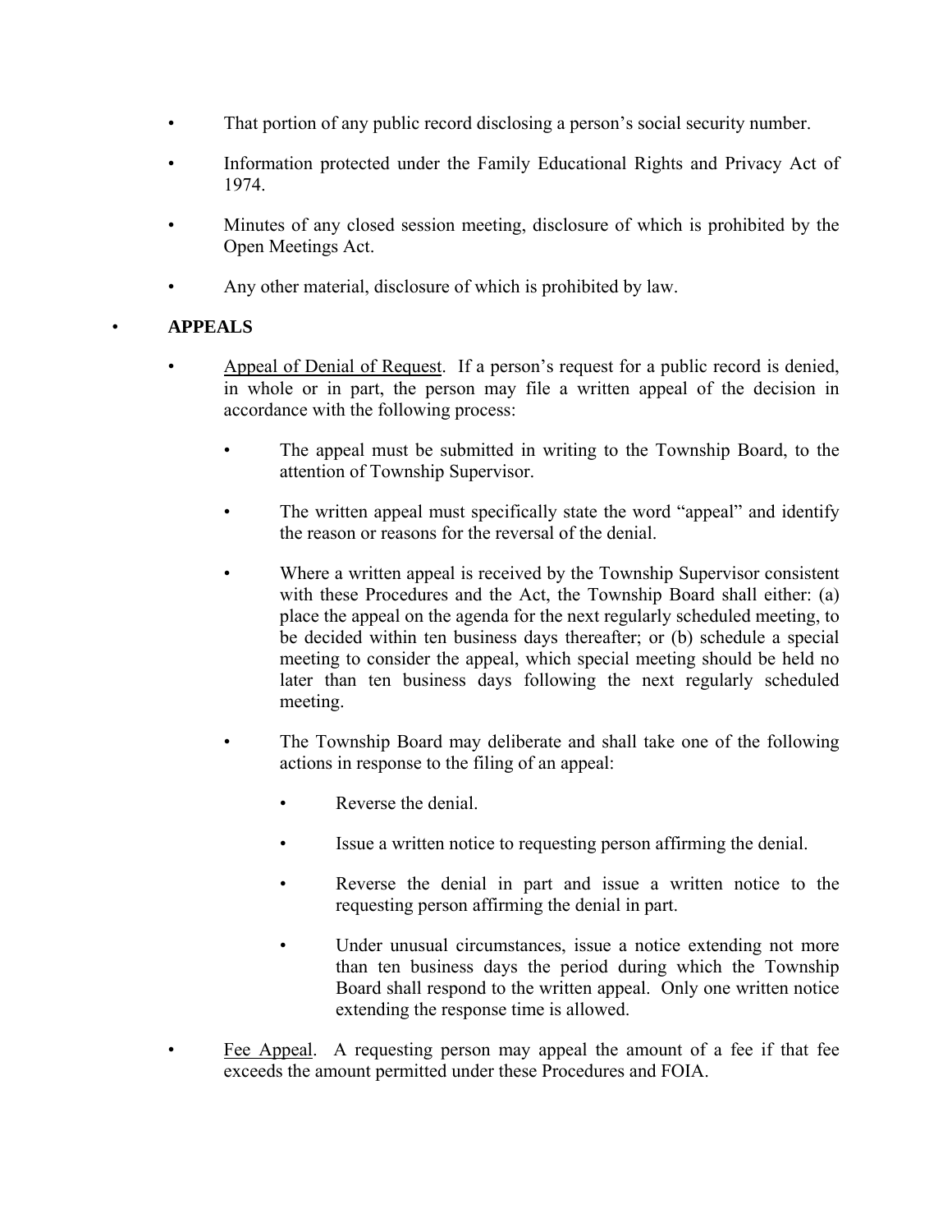- That portion of any public record disclosing a person's social security number.
- Information protected under the Family Educational Rights and Privacy Act of 1974.
- Minutes of any closed session meeting, disclosure of which is prohibited by the Open Meetings Act.
- Any other material, disclosure of which is prohibited by law.

- **APPEALS**
  - Appeal of Denial of Request. If a person's request for a public record is denied, in whole or in part, the person may file a written appeal of the decision in accordance with the following process:
    - The appeal must be submitted in writing to the Township Board, to the attention of Township Supervisor.
    - The written appeal must specifically state the word "appeal" and identify the reason or reasons for the reversal of the denial.
    - Where a written appeal is received by the Township Supervisor consistent with these Procedures and the Act, the Township Board shall either: (a) place the appeal on the agenda for the next regularly scheduled meeting, to be decided within ten business days thereafter; or (b) schedule a special meeting to consider the appeal, which special meeting should be held no later than ten business days following the next regularly scheduled meeting.
    - The Township Board may deliberate and shall take one of the following actions in response to the filing of an appeal:
      - Reverse the denial.
      - Issue a written notice to requesting person affirming the denial.
      - Reverse the denial in part and issue a written notice to the requesting person affirming the denial in part.
      - Under unusual circumstances, issue a notice extending not more than ten business days the period during which the Township Board shall respond to the written appeal. Only one written notice extending the response time is allowed.
  - Fee Appeal. A requesting person may appeal the amount of a fee if that fee exceeds the amount permitted under these Procedures and FOIA.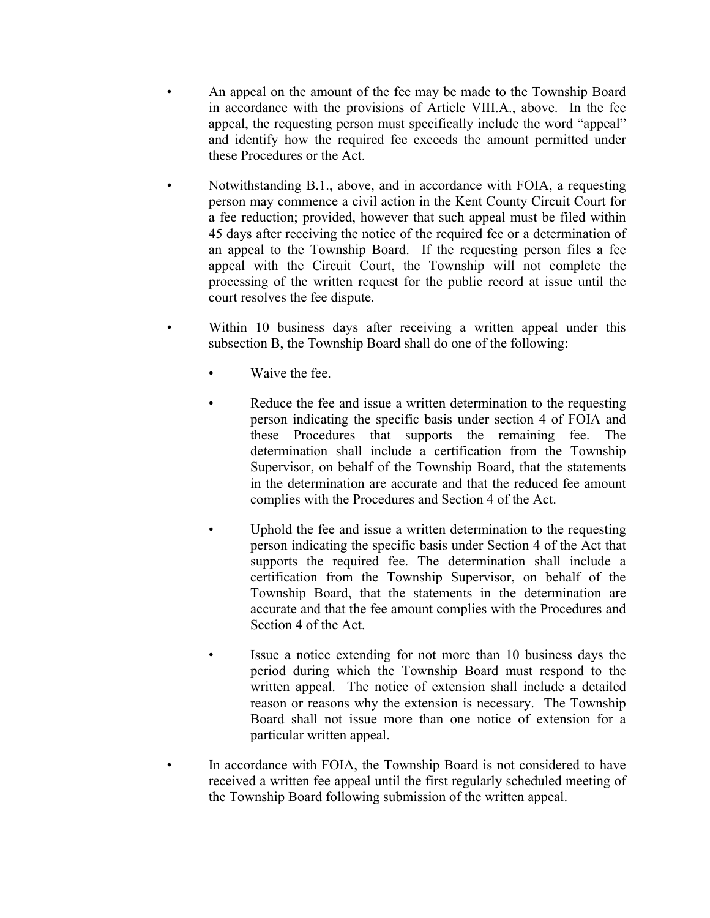- An appeal on the amount of the fee may be made to the Township Board in accordance with the provisions of Article VIII.A., above. In the fee appeal, the requesting person must specifically include the word "appeal" and identify how the required fee exceeds the amount permitted under these Procedures or the Act.

- Notwithstanding B.1., above, and in accordance with FOIA, a requesting person may commence a civil action in the Kent County Circuit Court for a fee reduction; provided, however that such appeal must be filed within 45 days after receiving the notice of the required fee or a determination of an appeal to the Township Board. If the requesting person files a fee appeal with the Circuit Court, the Township will not complete the processing of the written request for the public record at issue until the court resolves the fee dispute.

- Within 10 business days after receiving a written appeal under this subsection B, the Township Board shall do one of the following:

  - Waive the fee.

  - Reduce the fee and issue a written determination to the requesting person indicating the specific basis under section 4 of FOIA and these Procedures that supports the remaining fee. The determination shall include a certification from the Township Supervisor, on behalf of the Township Board, that the statements in the determination are accurate and that the reduced fee amount complies with the Procedures and Section 4 of the Act.

  - Uphold the fee and issue a written determination to the requesting person indicating the specific basis under Section 4 of the Act that supports the required fee. The determination shall include a certification from the Township Supervisor, on behalf of the Township Board, that the statements in the determination are accurate and that the fee amount complies with the Procedures and Section 4 of the Act.

  - Issue a notice extending for not more than 10 business days the period during which the Township Board must respond to the written appeal. The notice of extension shall include a detailed reason or reasons why the extension is necessary. The Township Board shall not issue more than one notice of extension for a particular written appeal.

- In accordance with FOIA, the Township Board is not considered to have received a written fee appeal until the first regularly scheduled meeting of the Township Board following submission of the written appeal.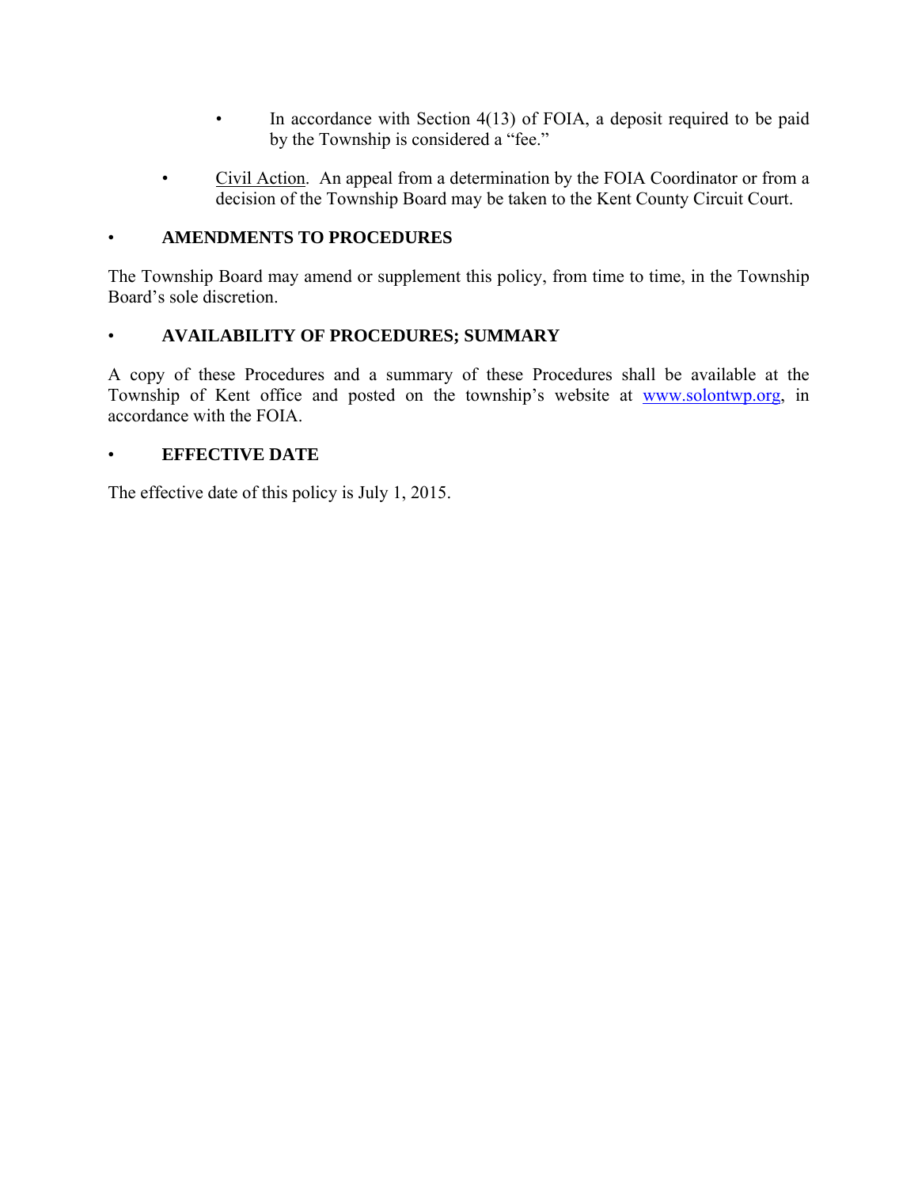- In accordance with Section 4(13) of FOIA, a deposit required to be paid by the Township is considered a "fee."

- Civil Action. An appeal from a determination by the FOIA Coordinator or from a decision of the Township Board may be taken to the Kent County Circuit Court.

- **AMENDMENTS TO PROCEDURES**

The Township Board may amend or supplement this policy, from time to time, in the Township Board's sole discretion.

- **AVAILABILITY OF PROCEDURES; SUMMARY**

A copy of these Procedures and a summary of these Procedures shall be available at the Township of Kent office and posted on the township's website at www.solontwp.org, in accordance with the FOIA.

- **EFFECTIVE DATE**

The effective date of this policy is July 1, 2015.